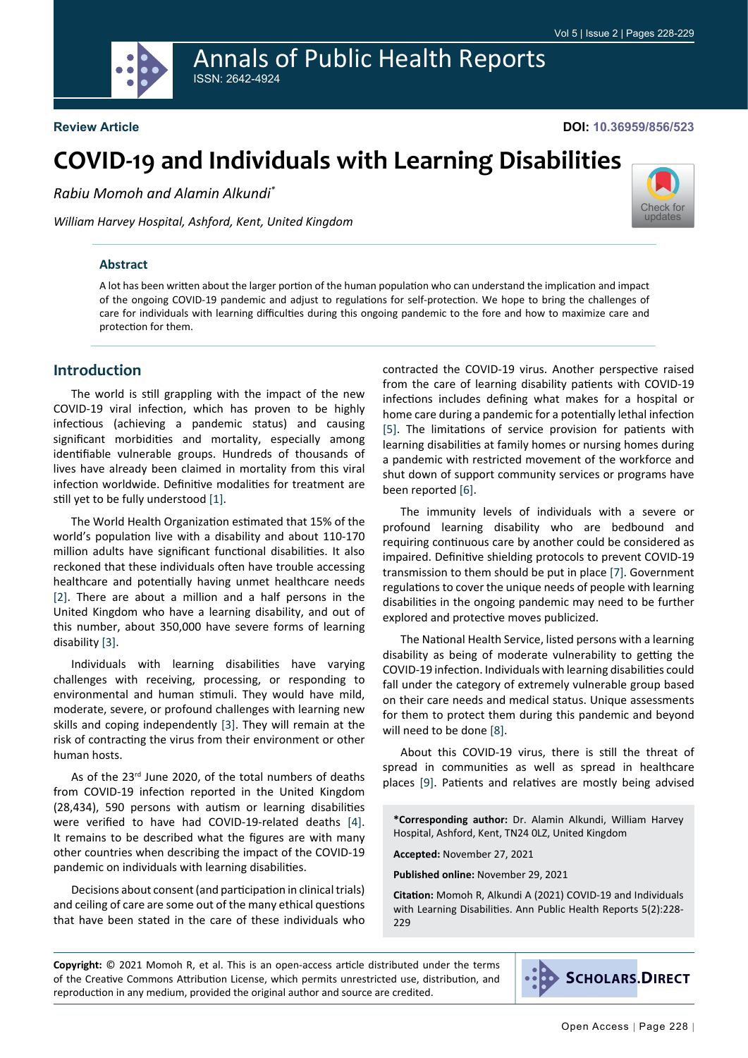**Review Article**

**DOI: 10.36959/856/523**

# COVID-19 and Individuals with Learning Disabilities

*Rabiu Momoh and Alamin Alkundi**

*William Harvey Hospital, Ashford, Kent, United Kingdom*

## Abstract

A lot has been written about the larger portion of the human population who can understand the implication and impact of the ongoing COVID-19 pandemic and adjust to regulations for self-protection. We hope to bring the challenges of care for individuals with learning difficulties during this ongoing pandemic to the fore and how to maximize care and protection for them.

## Introduction

The world is still grappling with the impact of the new COVID-19 viral infection, which has proven to be highly infectious (achieving a pandemic status) and causing significant morbidities and mortality, especially among identifiable vulnerable groups. Hundreds of thousands of lives have already been claimed in mortality from this viral infection worldwide. Definitive modalities for treatment are still yet to be fully understood [1].

The World Health Organization estimated that 15% of the world's population live with a disability and about 110-170 million adults have significant functional disabilities. It also reckoned that these individuals often have trouble accessing healthcare and potentially having unmet healthcare needs [2]. There are about a million and a half persons in the United Kingdom who have a learning disability, and out of this number, about 350,000 have severe forms of learning disability [3].

Individuals with learning disabilities have varying challenges with receiving, processing, or responding to environmental and human stimuli. They would have mild, moderate, severe, or profound challenges with learning new skills and coping independently [3]. They will remain at the risk of contracting the virus from their environment or other human hosts.

As of the 23rd June 2020, of the total numbers of deaths from COVID-19 infection reported in the United Kingdom (28,434), 590 persons with autism or learning disabilities were verified to have had COVID-19-related deaths [4]. It remains to be described what the figures are with many other countries when describing the impact of the COVID-19 pandemic on individuals with learning disabilities.

Decisions about consent (and participation in clinical trials) and ceiling of care are some out of the many ethical questions that have been stated in the care of these individuals who contracted the COVID-19 virus. Another perspective raised from the care of learning disability patients with COVID-19 infections includes defining what makes for a hospital or home care during a pandemic for a potentially lethal infection [5]. The limitations of service provision for patients with learning disabilities at family homes or nursing homes during a pandemic with restricted movement of the workforce and shut down of support community services or programs have been reported [6].

The immunity levels of individuals with a severe or profound learning disability who are bedbound and requiring continuous care by another could be considered as impaired. Definitive shielding protocols to prevent COVID-19 transmission to them should be put in place [7]. Government regulations to cover the unique needs of people with learning disabilities in the ongoing pandemic may need to be further explored and protective moves publicized.

The National Health Service, listed persons with a learning disability as being of moderate vulnerability to getting the COVID-19 infection. Individuals with learning disabilities could fall under the category of extremely vulnerable group based on their care needs and medical status. Unique assessments for them to protect them during this pandemic and beyond will need to be done [8].

About this COVID-19 virus, there is still the threat of spread in communities as well as spread in healthcare places [9]. Patients and relatives are mostly being advised

**\*Corresponding author:** Dr. Alamin Alkundi, William Harvey Hospital, Ashford, Kent, TN24 0LZ, United Kingdom

**Accepted:** November 27, 2021

**Published online:** November 29, 2021

**Citation:** Momoh R, Alkundi A (2021) COVID-19 and Individuals with Learning Disabilities. Ann Public Health Reports 5(2):228-229

**Copyright:** © 2021 Momoh R, et al. This is an open-access article distributed under the terms of the Creative Commons Attribution License, which permits unrestricted use, distribution, and reproduction in any medium, provided the original author and source are credited.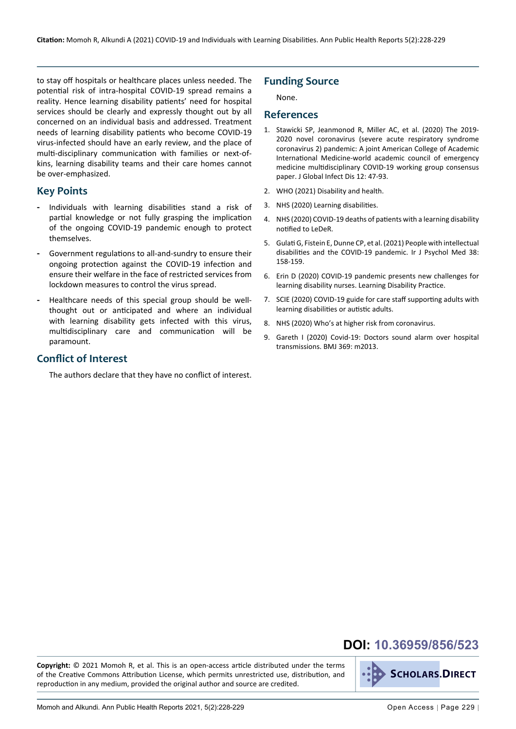to stay off hospitals or healthcare places unless needed. The potential risk of intra-hospital COVID-19 spread remains a reality. Hence learning disability patients' need for hospital services should be clearly and expressly thought out by all concerned on an individual basis and addressed. Treatment needs of learning disability patients who become COVID-19 virus-infected should have an early review, and the place of multi-disciplinary communication with families or next-of-kins, learning disability teams and their care homes cannot be over-emphasized.

## Key Points

- Individuals with learning disabilities stand a risk of partial knowledge or not fully grasping the implication of the ongoing COVID-19 pandemic enough to protect themselves.
- Government regulations to all-and-sundry to ensure their ongoing protection against the COVID-19 infection and ensure their welfare in the face of restricted services from lockdown measures to control the virus spread.
- Healthcare needs of this special group should be well-thought out or anticipated and where an individual with learning disability gets infected with this virus, multidisciplinary care and communication will be paramount.

## Conflict of Interest

The authors declare that they have no conflict of interest.

## Funding Source

None.

## References

1. Stawicki SP, Jeanmonod R, Miller AC, et al. (2020) The 2019-2020 novel coronavirus (severe acute respiratory syndrome coronavirus 2) pandemic: A joint American College of Academic International Medicine-world academic council of emergency medicine multidisciplinary COVID-19 working group consensus paper. J Global Infect Dis 12: 47-93.
2. WHO (2021) Disability and health.
3. NHS (2020) Learning disabilities.
4. NHS (2020) COVID-19 deaths of patients with a learning disability notified to LeDeR.
5. Gulati G, Fistein E, Dunne CP, et al. (2021) People with intellectual disabilities and the COVID-19 pandemic. Ir J Psychol Med 38: 158-159.
6. Erin D (2020) COVID-19 pandemic presents new challenges for learning disability nurses. Learning Disability Practice.
7. SCIE (2020) COVID-19 guide for care staff supporting adults with learning disabilities or autistic adults.
8. NHS (2020) Who's at higher risk from coronavirus.
9. Gareth I (2020) Covid-19: Doctors sound alarm over hospital transmissions. BMJ 369: m2013.

**DOI: 10.36959/856/523**

**Copyright:** © 2021 Momoh R, et al. This is an open-access article distributed under the terms of the Creative Commons Attribution License, which permits unrestricted use, distribution, and reproduction in any medium, provided the original author and source are credited.